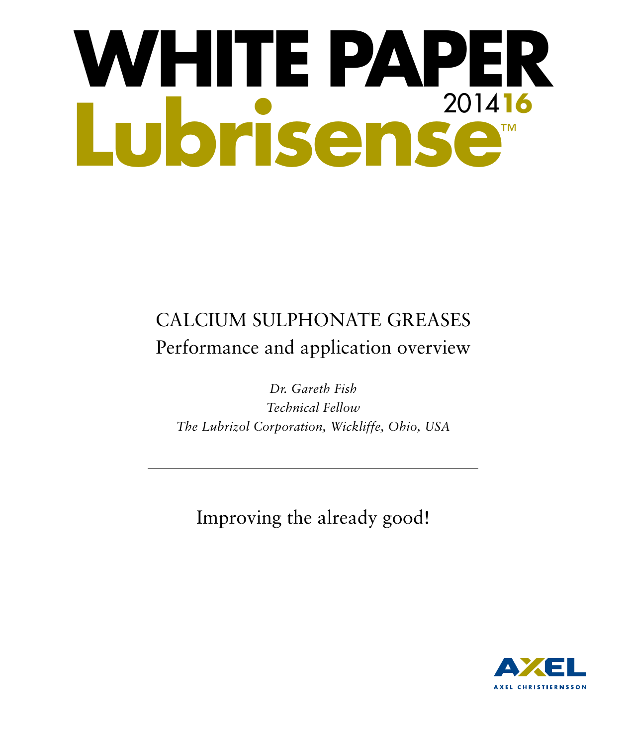# WHITE PAPER

# Lubrisense™ 2014**16**

## CALCIUM SULPHONATE GREASES
## Performance and application overview

*Dr. Gareth Fish*
*Technical Fellow*
*The Lubrizol Corporation, Wickliffe, Ohio, USA*

---

Improving the already good!

AXEL
AXEL CHRISTIERNSSON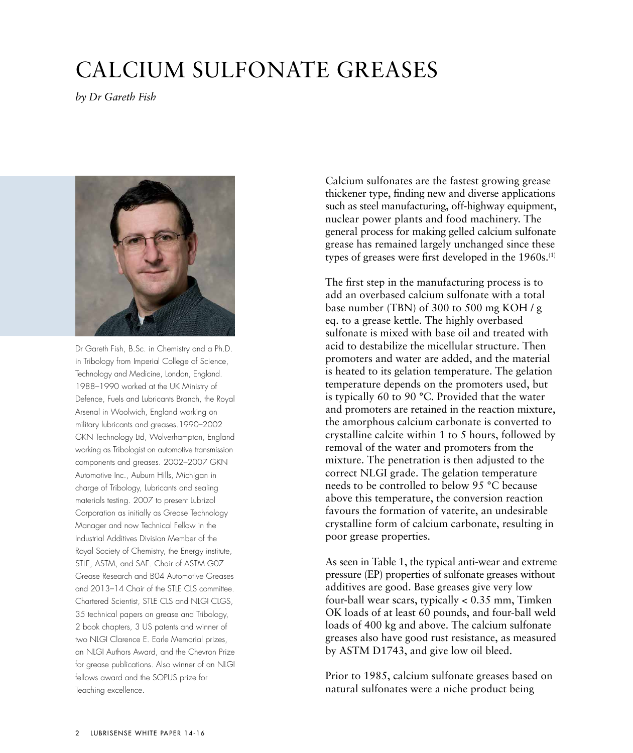# CALCIUM SULFONATE GREASES

*by Dr Gareth Fish*

Dr Gareth Fish, B.Sc. in Chemistry and a Ph.D. in Tribology from Imperial College of Science, Technology and Medicine, London, England. 1988–1990 worked at the UK Ministry of Defence, Fuels and Lubricants Branch, the Royal Arsenal in Woolwich, England working on military lubricants and greases. 1990–2002 GKN Technology Ltd, Wolverhampton, England working as Tribologist on automotive transmission components and greases. 2002–2007 GKN Automotive Inc., Auburn Hills, Michigan in charge of Tribology, Lubricants and sealing materials testing. 2007 to present Lubrizol Corporation as initially as Grease Technology Manager and now Technical Fellow in the Industrial Additives Division Member of the Royal Society of Chemistry, the Energy institute, STLE, ASTM, and SAE. Chair of ASTM G07 Grease Research and B04 Automotive Greases and 2013–14 Chair of the STLE CLS committee. Chartered Scientist, STLE CLS and NLGI CLGS, 35 technical papers on grease and Tribology, 2 book chapters, 3 US patents and winner of two NLGI Clarence E. Earle Memorial prizes, an NLGI Authors Award, and the Chevron Prize for grease publications. Also winner of an NLGI fellows award and the SOPUS prize for Teaching excellence.

Calcium sulfonates are the fastest growing grease thickener type, finding new and diverse applications such as steel manufacturing, off-highway equipment, nuclear power plants and food machinery. The general process for making gelled calcium sulfonate grease has remained largely unchanged since these types of greases were first developed in the 1960s.[1]

The first step in the manufacturing process is to add an overbased calcium sulfonate with a total base number (TBN) of 300 to 500 mg KOH / g eq. to a grease kettle. The highly overbased sulfonate is mixed with base oil and treated with acid to destabilize the micellular structure. Then promoters and water are added, and the material is heated to its gelation temperature. The gelation temperature depends on the promoters used, but is typically 60 to 90 °C. Provided that the water and promoters are retained in the reaction mixture, the amorphous calcium carbonate is converted to crystalline calcite within 1 to 5 hours, followed by removal of the water and promoters from the mixture. The penetration is then adjusted to the correct NLGI grade. The gelation temperature needs to be controlled to below 95 °C because above this temperature, the conversion reaction favours the formation of vaterite, an undesirable crystalline form of calcium carbonate, resulting in poor grease properties.

As seen in Table 1, the typical anti-wear and extreme pressure (EP) properties of sulfonate greases without additives are good. Base greases give very low four-ball wear scars, typically < 0.35 mm, Timken OK loads of at least 60 pounds, and four-ball weld loads of 400 kg and above. The calcium sulfonate greases also have good rust resistance, as measured by ASTM D1743, and give low oil bleed.

Prior to 1985, calcium sulfonate greases based on natural sulfonates were a niche product being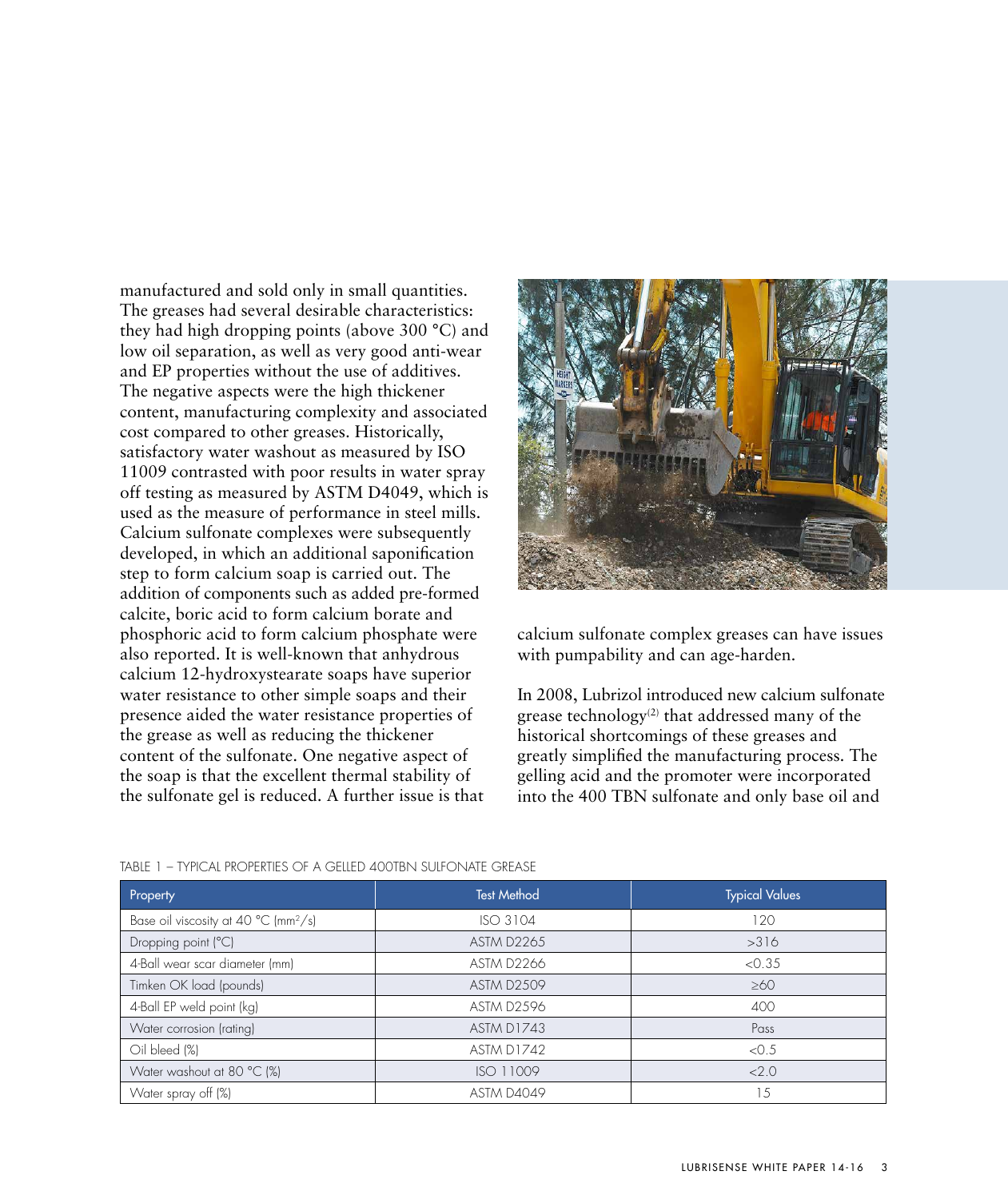manufactured and sold only in small quantities. The greases had several desirable characteristics: they had high dropping points (above 300 °C) and low oil separation, as well as very good anti-wear and EP properties without the use of additives. The negative aspects were the high thickener content, manufacturing complexity and associated cost compared to other greases. Historically, satisfactory water washout as measured by ISO 11009 contrasted with poor results in water spray off testing as measured by ASTM D4049, which is used as the measure of performance in steel mills. Calcium sulfonate complexes were subsequently developed, in which an additional saponification step to form calcium soap is carried out. The addition of components such as added pre-formed calcite, boric acid to form calcium borate and phosphoric acid to form calcium phosphate were also reported. It is well-known that anhydrous calcium 12-hydroxystearate soaps have superior water resistance to other simple soaps and their presence aided the water resistance properties of the grease as well as reducing the thickener content of the sulfonate. One negative aspect of the soap is that the excellent thermal stability of the sulfonate gel is reduced. A further issue is that calcium sulfonate complex greases can have issues with pumpability and can age-harden.

In 2008, Lubrizol introduced new calcium sulfonate grease technology[2] that addressed many of the historical shortcomings of these greases and greatly simplified the manufacturing process. The gelling acid and the promoter were incorporated into the 400 TBN sulfonate and only base oil and

TABLE 1 – TYPICAL PROPERTIES OF A GELLED 400TBN SULFONATE GREASE

| Property | Test Method | Typical Values |
|---|---|---|
| Base oil viscosity at 40 °C (mm²/s) | ISO 3104 | 120 |
| Dropping point (°C) | ASTM D2265 | >316 |
| 4-Ball wear scar diameter (mm) | ASTM D2266 | <0.35 |
| Timken OK load (pounds) | ASTM D2509 | ≥60 |
| 4-Ball EP weld point (kg) | ASTM D2596 | 400 |
| Water corrosion (rating) | ASTM D1743 | Pass |
| Oil bleed (%) | ASTM D1742 | <0.5 |
| Water washout at 80 °C (%) | ISO 11009 | <2.0 |
| Water spray off (%) | ASTM D4049 | 15 |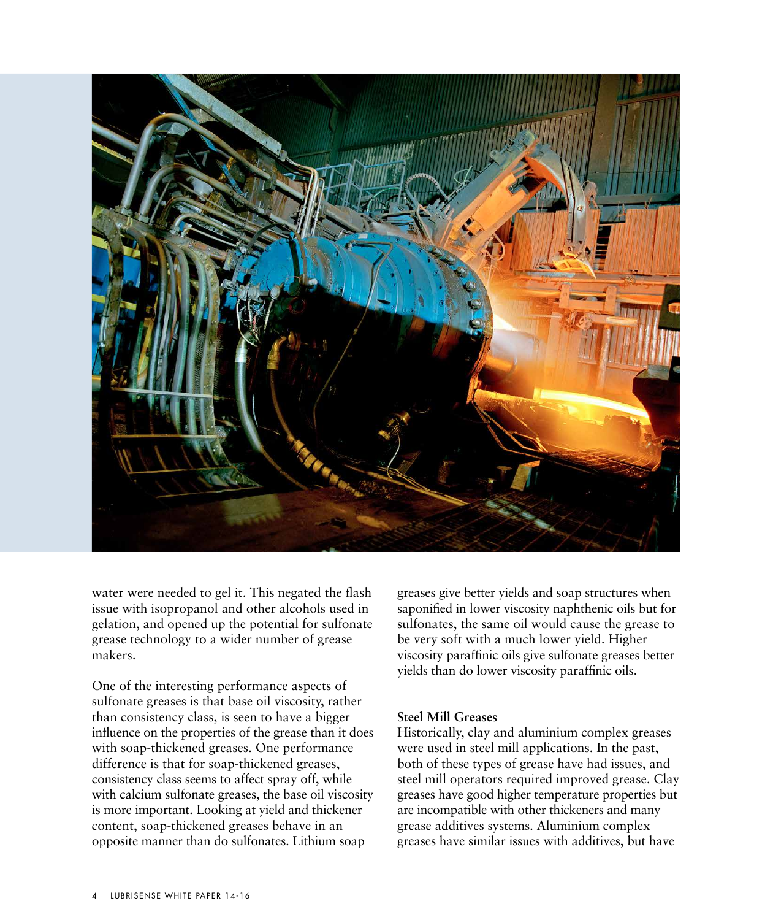water were needed to gel it. This negated the flash issue with isopropanol and other alcohols used in gelation, and opened up the potential for sulfonate grease technology to a wider number of grease makers.

One of the interesting performance aspects of sulfonate greases is that base oil viscosity, rather than consistency class, is seen to have a bigger influence on the properties of the grease than it does with soap-thickened greases. One performance difference is that for soap-thickened greases, consistency class seems to affect spray off, while with calcium sulfonate greases, the base oil viscosity is more important. Looking at yield and thickener content, soap-thickened greases behave in an opposite manner than do sulfonates. Lithium soap greases give better yields and soap structures when saponified in lower viscosity naphthenic oils but for sulfonates, the same oil would cause the grease to be very soft with a much lower yield. Higher viscosity paraffinic oils give sulfonate greases better yields than do lower viscosity paraffinic oils.

### Steel Mill Greases

Historically, clay and aluminium complex greases were used in steel mill applications. In the past, both of these types of grease have had issues, and steel mill operators required improved grease. Clay greases have good higher temperature properties but are incompatible with other thickeners and many grease additives systems. Aluminium complex greases have similar issues with additives, but have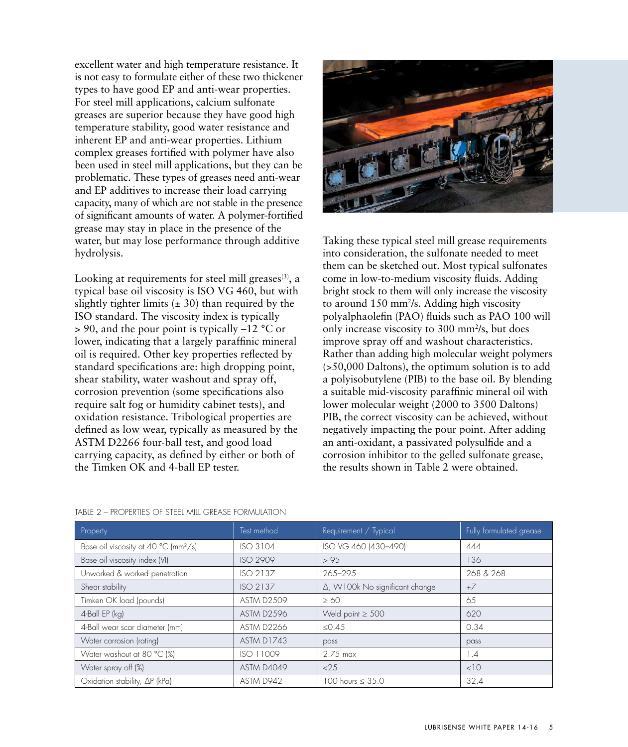excellent water and high temperature resistance. It is not easy to formulate either of these two thickener types to have good EP and anti-wear properties. For steel mill applications, calcium sulfonate greases are superior because they have good high temperature stability, good water resistance and inherent EP and anti-wear properties. Lithium complex greases fortified with polymer have also been used in steel mill applications, but they can be problematic. These types of greases need anti-wear and EP additives to increase their load carrying capacity, many of which are not stable in the presence of significant amounts of water. A polymer-fortified grease may stay in place in the presence of the water, but may lose performance through additive hydrolysis.

Looking at requirements for steel mill greases[3], a typical base oil viscosity is ISO VG 460, but with slightly tighter limits (± 30) than required by the ISO standard. The viscosity index is typically > 90, and the pour point is typically –12 °C or lower, indicating that a largely paraffinic mineral oil is required. Other key properties reflected by standard specifications are: high dropping point, shear stability, water washout and spray off, corrosion prevention (some specifications also require salt fog or humidity cabinet tests), and oxidation resistance. Tribological properties are defined as low wear, typically as measured by the ASTM D2266 four-ball test, and good load carrying capacity, as defined by either or both of the Timken OK and 4-ball EP tester.

Taking these typical steel mill grease requirements into consideration, the sulfonate needed to meet them can be sketched out. Most typical sulfonates come in low-to-medium viscosity fluids. Adding bright stock to them will only increase the viscosity to around 150 $mm^2/s$. Adding high viscosity polyalphaolefin (PAO) fluids such as PAO 100 will only increase viscosity to 300 $mm^2/s$, but does improve spray off and washout characteristics. Rather than adding high molecular weight polymers (>50,000 Daltons), the optimum solution is to add a polyisobutylene (PIB) to the base oil. By blending a suitable mid-viscosity paraffinic mineral oil with lower molecular weight (2000 to 3500 Daltons) PIB, the correct viscosity can be achieved, without negatively impacting the pour point. After adding an anti-oxidant, a passivated polysulfide and a corrosion inhibitor to the gelled sulfonate grease, the results shown in Table 2 were obtained.

TABLE 2 – PROPERTIES OF STEEL MILL GREASE FORMULATION

| Property | Test method | Requirement / Typical | Fully formulated grease |
|---|---|---|---|
| Base oil viscosity at 40 °C ($mm^2/s$) | ISO 3104 | ISO VG 460 (430–490) | 444 |
| Base oil viscosity index (VI) | ISO 2909 | > 95 | 136 |
| Unworked & worked penetration | ISO 2137 | 265–295 | 268 & 268 |
| Shear stability | ISO 2137 | Δ, W100k No significant change | +7 |
| Timken OK load (pounds) | ASTM D2509 | ≥ 60 | 65 |
| 4-Ball EP (kg) | ASTM D2596 | Weld point ≥ 500 | 620 |
| 4-Ball wear scar diameter (mm) | ASTM D2266 | ≤0.45 | 0.34 |
| Water corrosion (rating) | ASTM D1743 | pass | pass |
| Water washout at 80 °C (%) | ISO 11009 | 2.75 max | 1.4 |
| Water spray off (%) | ASTM D4049 | <25 | <10 |
| Oxidation stability, ΔP (kPa) | ASTM D942 | 100 hours ≤ 35.0 | 32.4 |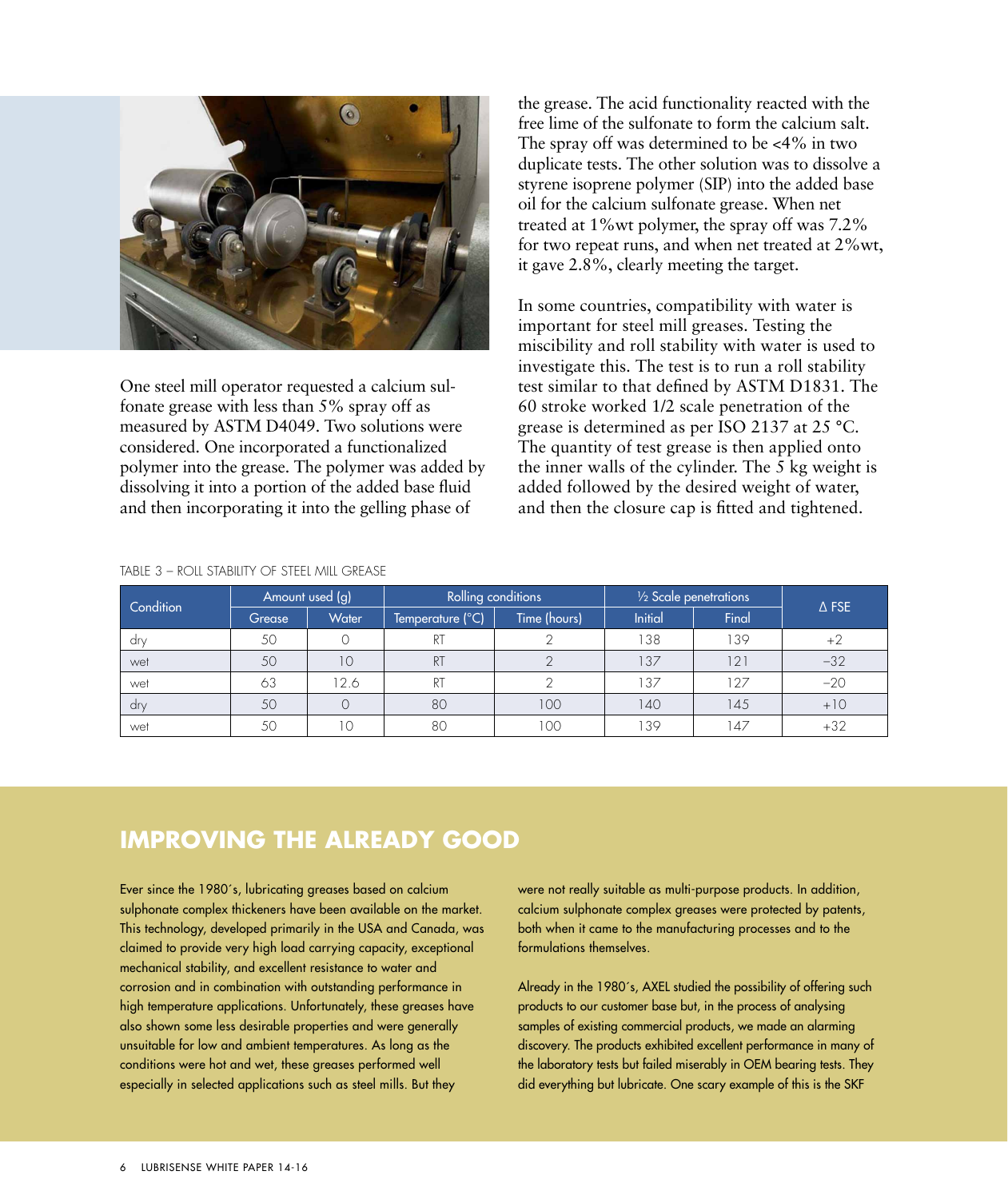One steel mill operator requested a calcium sulfonate grease with less than 5% spray off as measured by ASTM D4049. Two solutions were considered. One incorporated a functionalized polymer into the grease. The polymer was added by dissolving it into a portion of the added base fluid and then incorporating it into the gelling phase of the grease. The acid functionality reacted with the free lime of the sulfonate to form the calcium salt. The spray off was determined to be <4% in two duplicate tests. The other solution was to dissolve a styrene isoprene polymer (SIP) into the added base oil for the calcium sulfonate grease. When net treated at 1%wt polymer, the spray off was 7.2% for two repeat runs, and when net treated at 2%wt, it gave 2.8%, clearly meeting the target.

In some countries, compatibility with water is important for steel mill greases. Testing the miscibility and roll stability with water is used to investigate this. The test is to run a roll stability test similar to that defined by ASTM D1831. The 60 stroke worked 1/2 scale penetration of the grease is determined as per ISO 2137 at 25 °C. The quantity of test grease is then applied onto the inner walls of the cylinder. The 5 kg weight is added followed by the desired weight of water, and then the closure cap is fitted and tightened.

TABLE 3 – ROLL STABILITY OF STEEL MILL GREASE

| Condition | Amount used (g) | | Rolling conditions | | ½ Scale penetrations | | Δ FSE |
|---|---|---|---|---|---|---|---|
| | Grease | Water | Temperature (°C) | Time (hours) | Initial | Final | |
| dry | 50 | 0 | RT | 2 | 138 | 139 | +2 |
| wet | 50 | 10 | RT | 2 | 137 | 121 | −32 |
| wet | 63 | 12.6 | RT | 2 | 137 | 127 | −20 |
| dry | 50 | 0 | 80 | 100 | 140 | 145 | +10 |
| wet | 50 | 10 | 80 | 100 | 139 | 147 | +32 |

## IMPROVING THE ALREADY GOOD

Ever since the 1980´s, lubricating greases based on calcium sulphonate complex thickeners have been available on the market. This technology, developed primarily in the USA and Canada, was claimed to provide very high load carrying capacity, exceptional mechanical stability, and excellent resistance to water and corrosion and in combination with outstanding performance in high temperature applications. Unfortunately, these greases have also shown some less desirable properties and were generally unsuitable for low and ambient temperatures. As long as the conditions were hot and wet, these greases performed well especially in selected applications such as steel mills. But they were not really suitable as multi-purpose products. In addition, calcium sulphonate complex greases were protected by patents, both when it came to the manufacturing processes and to the formulations themselves.

Already in the 1980´s, AXEL studied the possibility of offering such products to our customer base but, in the process of analysing samples of existing commercial products, we made an alarming discovery. The products exhibited excellent performance in many of the laboratory tests but failed miserably in OEM bearing tests. They did everything but lubricate. One scary example of this is the SKF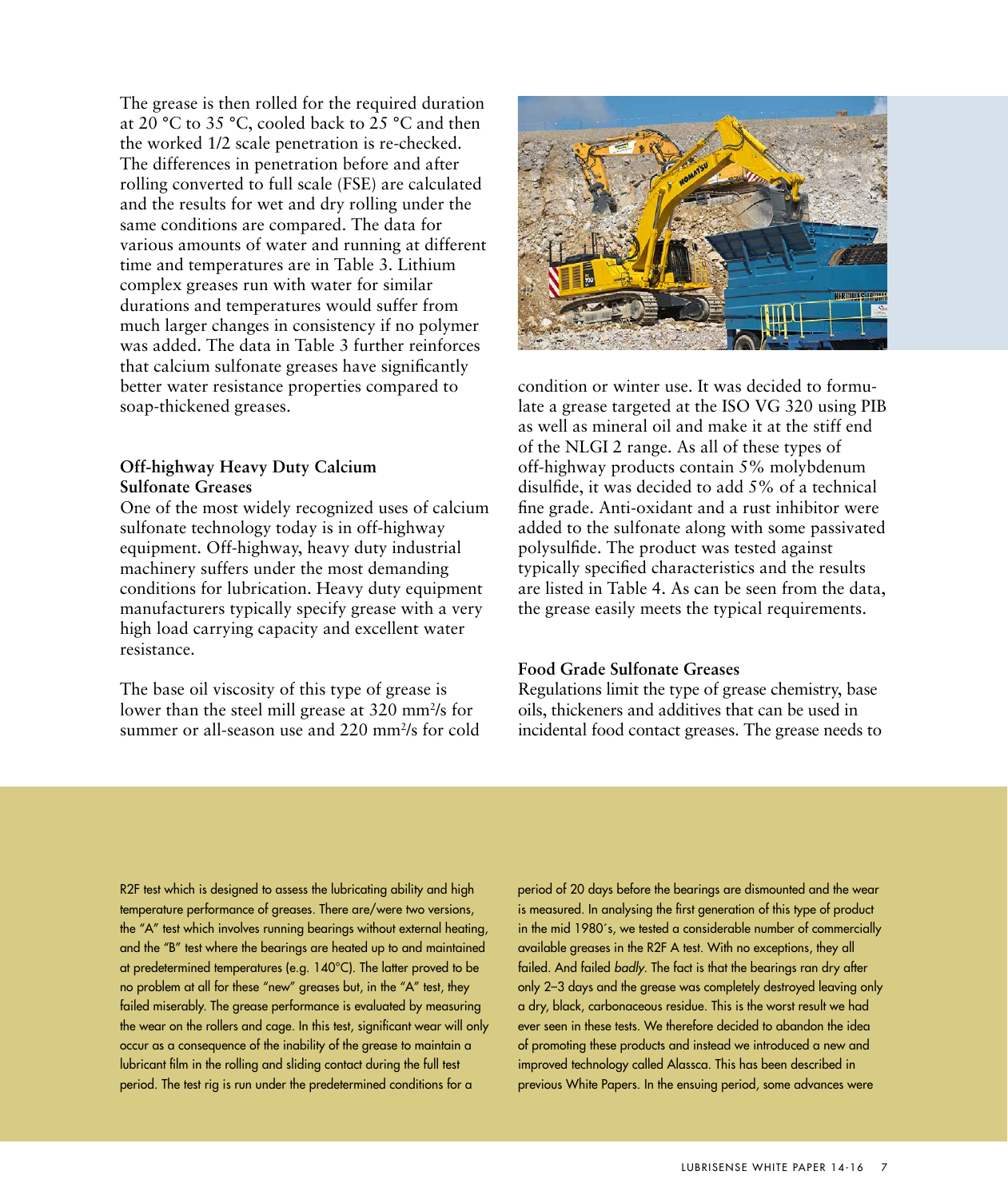The grease is then rolled for the required duration at 20 °C to 35 °C, cooled back to 25 °C and then the worked 1/2 scale penetration is re-checked. The differences in penetration before and after rolling converted to full scale (FSE) are calculated and the results for wet and dry rolling under the same conditions are compared. The data for various amounts of water and running at different time and temperatures are in Table 3. Lithium complex greases run with water for similar durations and temperatures would suffer from much larger changes in consistency if no polymer was added. The data in Table 3 further reinforces that calcium sulfonate greases have significantly better water resistance properties compared to soap-thickened greases.

### Off-highway Heavy Duty Calcium Sulfonate Greases

One of the most widely recognized uses of calcium sulfonate technology today is in off-highway equipment. Off-highway, heavy duty industrial machinery suffers under the most demanding conditions for lubrication. Heavy duty equipment manufacturers typically specify grease with a very high load carrying capacity and excellent water resistance.

The base oil viscosity of this type of grease is lower than the steel mill grease at 320 mm²/s for summer or all-season use and 220 mm²/s for cold condition or winter use. It was decided to formulate a grease targeted at the ISO VG 320 using PIB as well as mineral oil and make it at the stiff end of the NLGI 2 range. As all of these types of off-highway products contain 5% molybdenum disulfide, it was decided to add 5% of a technical fine grade. Anti-oxidant and a rust inhibitor were added to the sulfonate along with some passivated polysulfide. The product was tested against typically specified characteristics and the results are listed in Table 4. As can be seen from the data, the grease easily meets the typical requirements.

### Food Grade Sulfonate Greases

Regulations limit the type of grease chemistry, base oils, thickeners and additives that can be used in incidental food contact greases. The grease needs to

R2F test which is designed to assess the lubricating ability and high temperature performance of greases. There are/were two versions, the "A" test which involves running bearings without external heating, and the "B" test where the bearings are heated up to and maintained at predetermined temperatures (e.g. 140°C). The latter proved to be no problem at all for these "new" greases but, in the "A" test, they failed miserably. The grease performance is evaluated by measuring the wear on the rollers and cage. In this test, significant wear will only occur as a consequence of the inability of the grease to maintain a lubricant film in the rolling and sliding contact during the full test period. The test rig is run under the predetermined conditions for a period of 20 days before the bearings are dismounted and the wear is measured. In analysing the first generation of this type of product in the mid 1980´s, we tested a considerable number of commercially available greases in the R2F A test. With no exceptions, they all failed. And failed *badly*. The fact is that the bearings ran dry after only 2–3 days and the grease was completely destroyed leaving only a dry, black, carbonaceous residue. This is the worst result we had ever seen in these tests. We therefore decided to abandon the idea of promoting these products and instead we introduced a new and improved technology called Alassca. This has been described in previous White Papers. In the ensuing period, some advances were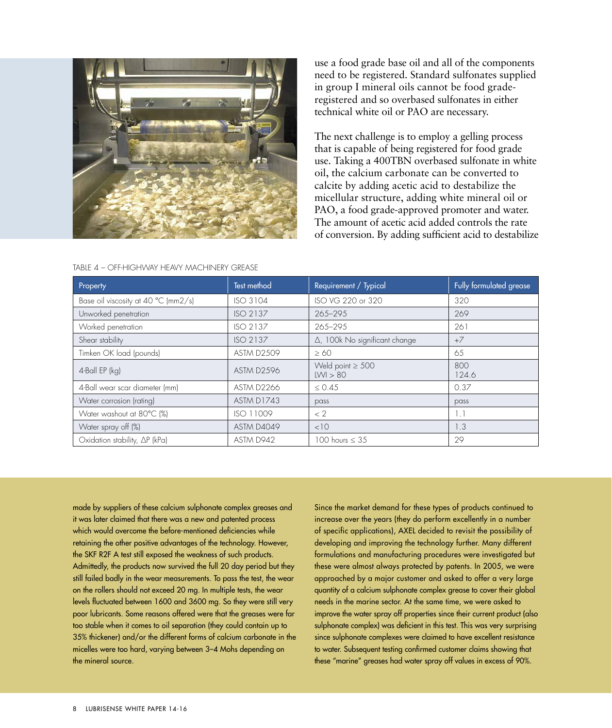use a food grade base oil and all of the components need to be registered. Standard sulfonates supplied in group I mineral oils cannot be food grade-registered and so overbased sulfonates in either technical white oil or PAO are necessary.

The next challenge is to employ a gelling process that is capable of being registered for food grade use. Taking a 400TBN overbased sulfonate in white oil, the calcium carbonate can be converted to calcite by adding acetic acid to destabilize the micellular structure, adding white mineral oil or PAO, a food grade-approved promoter and water. The amount of acetic acid added controls the rate of conversion. By adding sufficient acid to destabilize

TABLE 4 – OFF-HIGHWAY HEAVY MACHINERY GREASE

| Property | Test method | Requirement / Typical | Fully formulated grease |
|---|---|---|---|
| Base oil viscosity at 40 °C (mm2/s) | ISO 3104 | ISO VG 220 or 320 | 320 |
| Unworked penetration | ISO 2137 | 265–295 | 269 |
| Worked penetration | ISO 2137 | 265–295 | 261 |
| Shear stability | ISO 2137 | Δ, 100k No significant change | +7 |
| Timken OK load (pounds) | ASTM D2509 | ≥ 60 | 65 |
| 4-Ball EP (kg) | ASTM D2596 | Weld point ≥ 500<br>LWI > 80 | 800<br>124.6 |
| 4-Ball wear scar diameter (mm) | ASTM D2266 | ≤ 0.45 | 0.37 |
| Water corrosion (rating) | ASTM D1743 | pass | pass |
| Water washout at 80°C (%) | ISO 11009 | < 2 | 1.1 |
| Water spray off (%) | ASTM D4049 | <10 | 1.3 |
| Oxidation stability, ΔP (kPa) | ASTM D942 | 100 hours ≤ 35 | 29 |

made by suppliers of these calcium sulphonate complex greases and it was later claimed that there was a new and patented process which would overcome the before-mentioned deficiencies while retaining the other positive advantages of the technology. However, the SKF R2F A test still exposed the weakness of such products. Admittedly, the products now survived the full 20 day period but they still failed badly in the wear measurements. To pass the test, the wear on the rollers should not exceed 20 mg. In multiple tests, the wear levels fluctuated between 1600 and 3600 mg. So they were still very poor lubricants. Some reasons offered were that the greases were far too stable when it comes to oil separation (they could contain up to 35% thickener) and/or the different forms of calcium carbonate in the micelles were too hard, varying between 3–4 Mohs depending on the mineral source.

Since the market demand for these types of products continued to increase over the years (they do perform excellently in a number of specific applications), AXEL decided to revisit the possibility of developing and improving the technology further. Many different formulations and manufacturing procedures were investigated but these were almost always protected by patents. In 2005, we were approached by a major customer and asked to offer a very large quantity of a calcium sulphonate complex grease to cover their global needs in the marine sector. At the same time, we were asked to improve the water spray off properties since their current product (also sulphonate complex) was deficient in this test. This was very surprising since sulphonate complexes were claimed to have excellent resistance to water. Subsequent testing confirmed customer claims showing that these "marine" greases had water spray off values in excess of 90%.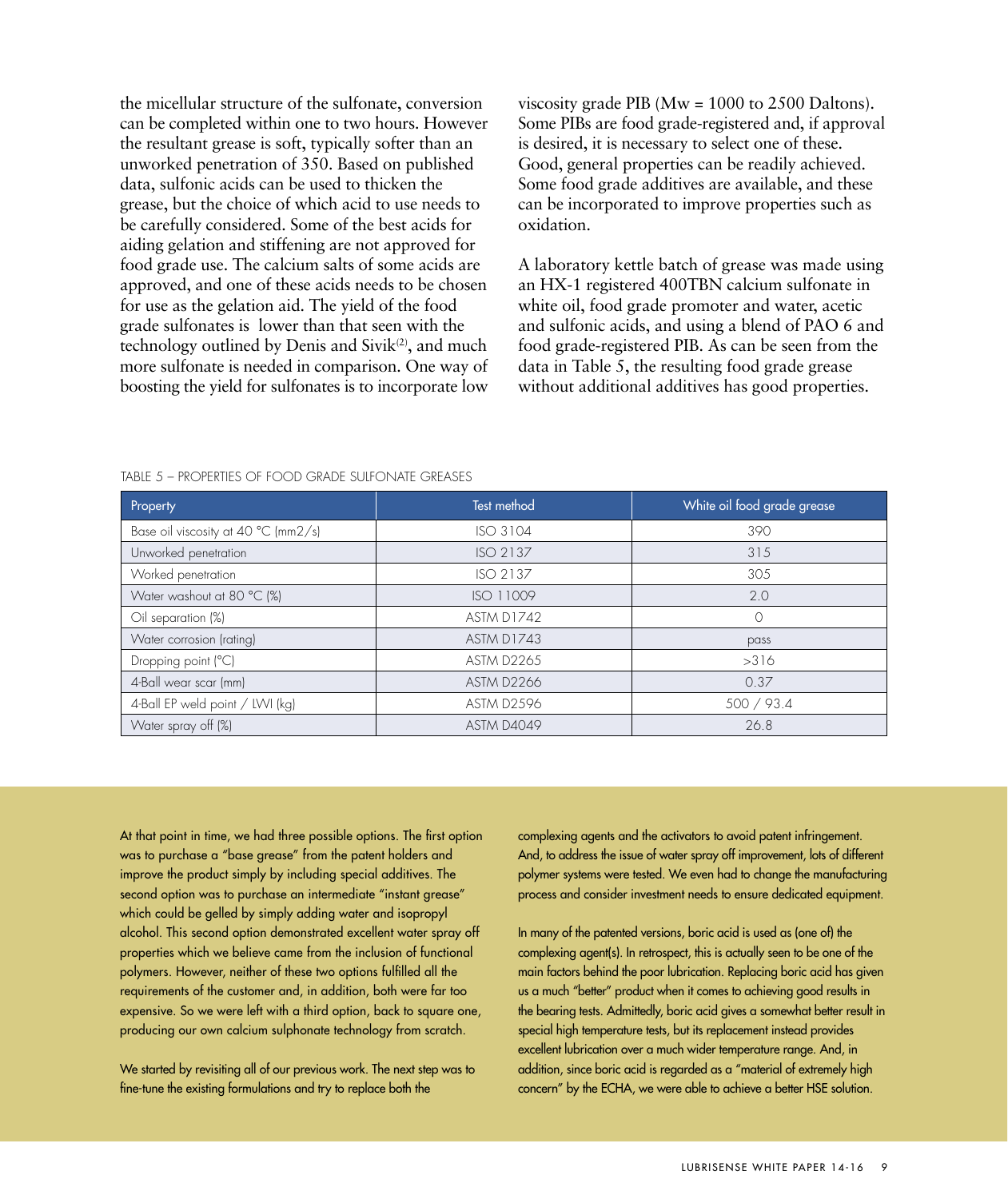the micellular structure of the sulfonate, conversion can be completed within one to two hours. However the resultant grease is soft, typically softer than an unworked penetration of 350. Based on published data, sulfonic acids can be used to thicken the grease, but the choice of which acid to use needs to be carefully considered. Some of the best acids for aiding gelation and stiffening are not approved for food grade use. The calcium salts of some acids are approved, and one of these acids needs to be chosen for use as the gelation aid. The yield of the food grade sulfonates is lower than that seen with the technology outlined by Denis and Sivik[2], and much more sulfonate is needed in comparison. One way of boosting the yield for sulfonates is to incorporate low viscosity grade PIB (Mw = 1000 to 2500 Daltons). Some PIBs are food grade-registered and, if approval is desired, it is necessary to select one of these. Good, general properties can be readily achieved. Some food grade additives are available, and these can be incorporated to improve properties such as oxidation.

A laboratory kettle batch of grease was made using an HX-1 registered 400TBN calcium sulfonate in white oil, food grade promoter and water, acetic and sulfonic acids, and using a blend of PAO 6 and food grade-registered PIB. As can be seen from the data in Table 5, the resulting food grade grease without additional additives has good properties.

TABLE 5 – PROPERTIES OF FOOD GRADE SULFONATE GREASES

| Property | Test method | White oil food grade grease |
|---|---|---|
| Base oil viscosity at 40 °C (mm2/s) | ISO 3104 | 390 |
| Unworked penetration | ISO 2137 | 315 |
| Worked penetration | ISO 2137 | 305 |
| Water washout at 80 °C (%) | ISO 11009 | 2.0 |
| Oil separation (%) | ASTM D1742 | 0 |
| Water corrosion (rating) | ASTM D1743 | pass |
| Dropping point (°C) | ASTM D2265 | >316 |
| 4-Ball wear scar (mm) | ASTM D2266 | 0.37 |
| 4-Ball EP weld point / LWI (kg) | ASTM D2596 | 500 / 93.4 |
| Water spray off (%) | ASTM D4049 | 26.8 |

At that point in time, we had three possible options. The first option was to purchase a "base grease" from the patent holders and improve the product simply by including special additives. The second option was to purchase an intermediate "instant grease" which could be gelled by simply adding water and isopropyl alcohol. This second option demonstrated excellent water spray off properties which we believe came from the inclusion of functional polymers. However, neither of these two options fulfilled all the requirements of the customer and, in addition, both were far too expensive. So we were left with a third option, back to square one, producing our own calcium sulphonate technology from scratch.

We started by revisiting all of our previous work. The next step was to fine-tune the existing formulations and try to replace both the complexing agents and the activators to avoid patent infringement. And, to address the issue of water spray off improvement, lots of different polymer systems were tested. We even had to change the manufacturing process and consider investment needs to ensure dedicated equipment.

In many of the patented versions, boric acid is used as (one of) the complexing agent(s). In retrospect, this is actually seen to be one of the main factors behind the poor lubrication. Replacing boric acid has given us a much "better" product when it comes to achieving good results in the bearing tests. Admittedly, boric acid gives a somewhat better result in special high temperature tests, but its replacement instead provides excellent lubrication over a much wider temperature range. And, in addition, since boric acid is regarded as a "material of extremely high concern" by the ECHA, we were able to achieve a better HSE solution.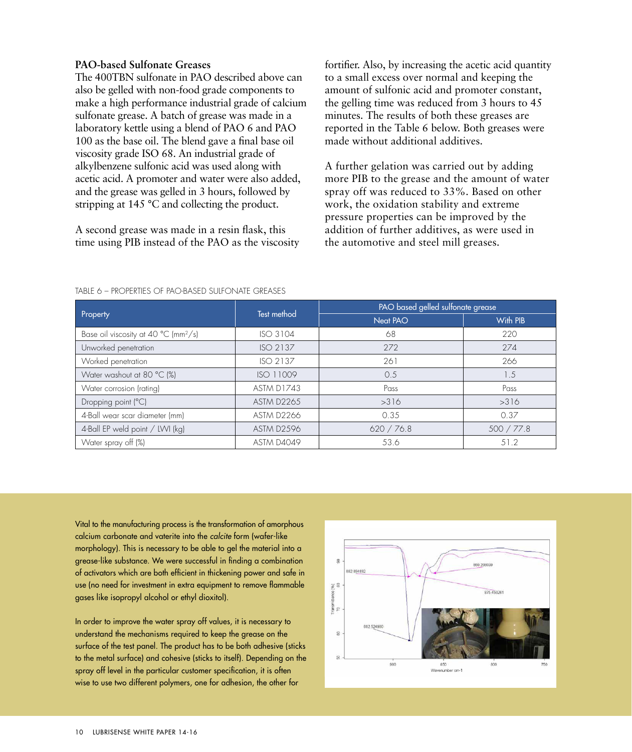**PAO-based Sulfonate Greases**

The 400TBN sulfonate in PAO described above can also be gelled with non-food grade components to make a high performance industrial grade of calcium sulfonate grease. A batch of grease was made in a laboratory kettle using a blend of PAO 6 and PAO 100 as the base oil. The blend gave a final base oil viscosity grade ISO 68. An industrial grade of alkylbenzene sulfonic acid was used along with acetic acid. A promoter and water were also added, and the grease was gelled in 3 hours, followed by stripping at 145 °C and collecting the product.

A second grease was made in a resin flask, this time using PIB instead of the PAO as the viscosity fortifier. Also, by increasing the acetic acid quantity to a small excess over normal and keeping the amount of sulfonic acid and promoter constant, the gelling time was reduced from 3 hours to 45 minutes. The results of both these greases are reported in the Table 6 below. Both greases were made without additional additives.

A further gelation was carried out by adding more PIB to the grease and the amount of water spray off was reduced to 33%. Based on other work, the oxidation stability and extreme pressure properties can be improved by the addition of further additives, as were used in the automotive and steel mill greases.

TABLE 6 – PROPERTIES OF PAO-BASED SULFONATE GREASES

| Property | Test method | PAO based gelled sulfonate grease | |
|---|---|---|---|
| | | Neat PAO | With PIB |
| Base oil viscosity at 40 °C ($mm^2/s$) | ISO 3104 | 68 | 220 |
| Unworked penetration | ISO 2137 | 272 | 274 |
| Worked penetration | ISO 2137 | 261 | 266 |
| Water washout at 80 °C (%) | ISO 11009 | 0.5 | 1.5 |
| Water corrosion (rating) | ASTM D1743 | Pass | Pass |
| Dropping point (°C) | ASTM D2265 | >316 | >316 |
| 4-Ball wear scar diameter (mm) | ASTM D2266 | 0.35 | 0.37 |
| 4-Ball EP weld point / LWI (kg) | ASTM D2596 | 620 / 76.8 | 500 / 77.8 |
| Water spray off (%) | ASTM D4049 | 53.6 | 51.2 |

Vital to the manufacturing process is the transformation of amorphous calcium carbonate and vaterite into the *calcite* form (wafer-like morphology). This is necessary to be able to gel the material into a grease-like substance. We were successful in finding a combination of activators which are both efficient in thickening power and safe in use (no need for investment in extra equipment to remove flammable gases like isopropyl alcohol or ethyl dioxitol).

In order to improve the water spray off values, it is necessary to understand the mechanisms required to keep the grease on the surface of the test panel. The product has to be both adhesive (sticks to the metal surface) and cohesive (sticks to itself). Depending on the spray off level in the particular customer specification, it is often wise to use two different polymers, one for adhesion, the other for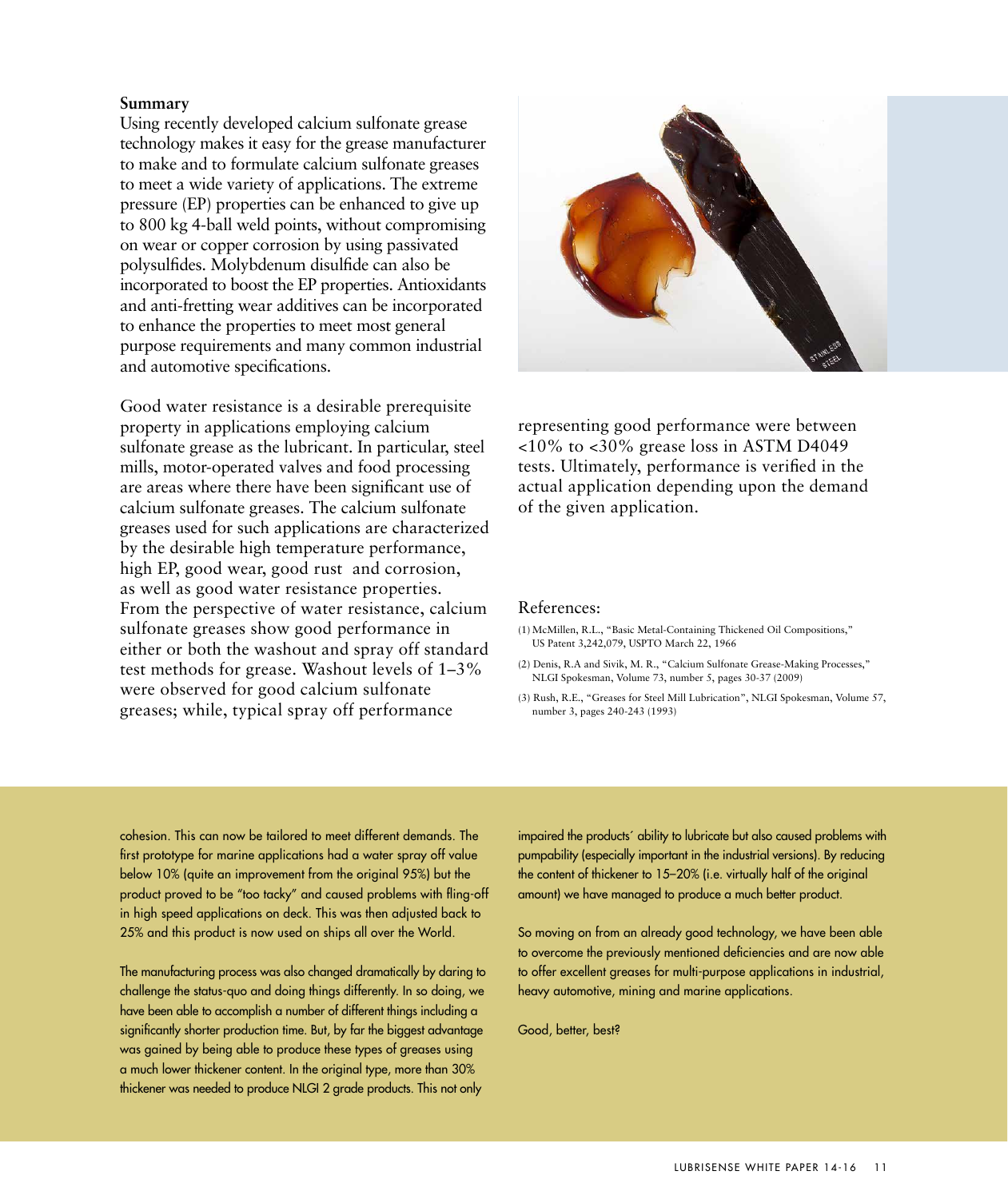**Summary**

Using recently developed calcium sulfonate grease technology makes it easy for the grease manufacturer to make and to formulate calcium sulfonate greases to meet a wide variety of applications. The extreme pressure (EP) properties can be enhanced to give up to 800 kg 4-ball weld points, without compromising on wear or copper corrosion by using passivated polysulfides. Molybdenum disulfide can also be incorporated to boost the EP properties. Antioxidants and anti-fretting wear additives can be incorporated to enhance the properties to meet most general purpose requirements and many common industrial and automotive specifications.

Good water resistance is a desirable prerequisite property in applications employing calcium sulfonate grease as the lubricant. In particular, steel mills, motor-operated valves and food processing are areas where there have been significant use of calcium sulfonate greases. The calcium sulfonate greases used for such applications are characterized by the desirable high temperature performance, high EP, good wear, good rust and corrosion, as well as good water resistance properties. From the perspective of water resistance, calcium sulfonate greases show good performance in either or both the washout and spray off standard test methods for grease. Washout levels of 1–3% were observed for good calcium sulfonate greases; while, typical spray off performance representing good performance were between <10% to <30% grease loss in ASTM D4049 tests. Ultimately, performance is verified in the actual application depending upon the demand of the given application.

References:

(1) McMillen, R.L., "Basic Metal-Containing Thickened Oil Compositions," US Patent 3,242,079, USPTO March 22, 1966

(2) Denis, R.A and Sivik, M. R., "Calcium Sulfonate Grease-Making Processes," NLGI Spokesman, Volume 73, number 5, pages 30-37 (2009)

(3) Rush, R.E., "Greases for Steel Mill Lubrication", NLGI Spokesman, Volume 57, number 3, pages 240-243 (1993)

cohesion. This can now be tailored to meet different demands. The first prototype for marine applications had a water spray off value below 10% (quite an improvement from the original 95%) but the product proved to be "too tacky" and caused problems with fling-off in high speed applications on deck. This was then adjusted back to 25% and this product is now used on ships all over the World.

The manufacturing process was also changed dramatically by daring to challenge the status-quo and doing things differently. In so doing, we have been able to accomplish a number of different things including a significantly shorter production time. But, by far the biggest advantage was gained by being able to produce these types of greases using a much lower thickener content. In the original type, more than 30% thickener was needed to produce NLGI 2 grade products. This not only impaired the products´ ability to lubricate but also caused problems with pumpability (especially important in the industrial versions). By reducing the content of thickener to 15–20% (i.e. virtually half of the original amount) we have managed to produce a much better product.

So moving on from an already good technology, we have been able to overcome the previously mentioned deficiencies and are now able to offer excellent greases for multi-purpose applications in industrial, heavy automotive, mining and marine applications.

Good, better, best?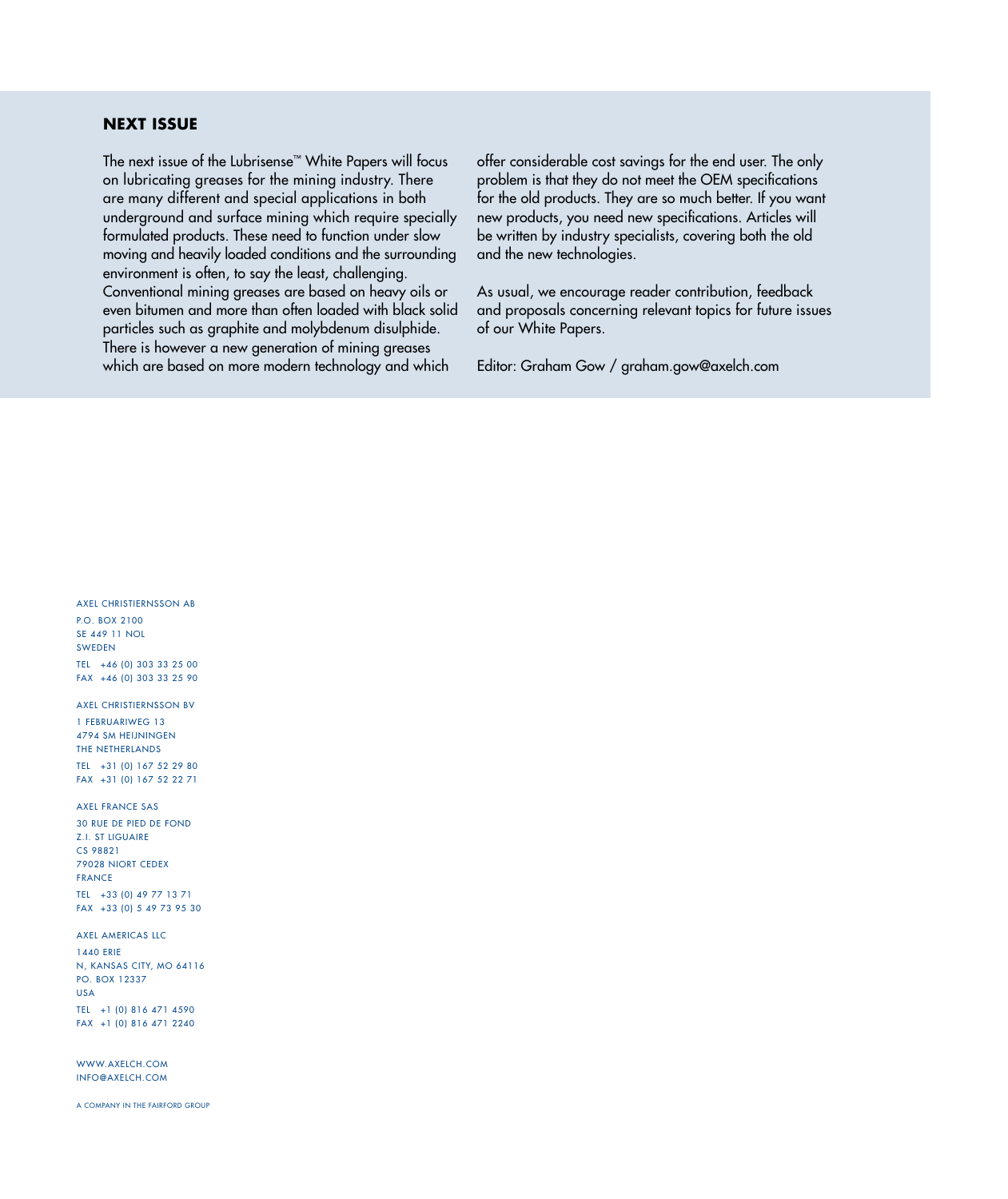## NEXT ISSUE

The next issue of the Lubrisense™ White Papers will focus on lubricating greases for the mining industry. There are many different and special applications in both underground and surface mining which require specially formulated products. These need to function under slow moving and heavily loaded conditions and the surrounding environment is often, to say the least, challenging. Conventional mining greases are based on heavy oils or even bitumen and more than often loaded with black solid particles such as graphite and molybdenum disulphide. There is however a new generation of mining greases which are based on more modern technology and which offer considerable cost savings for the end user. The only problem is that they do not meet the OEM specifications for the old products. They are so much better. If you want new products, you need new specifications. Articles will be written by industry specialists, covering both the old and the new technologies.

As usual, we encourage reader contribution, feedback and proposals concerning relevant topics for future issues of our White Papers.

Editor: Graham Gow / graham.gow@axelch.com

AXEL CHRISTIERNSSON AB
P.O. BOX 2100
SE 449 11 NOL
SWEDEN
TEL +46 (0) 303 33 25 00
FAX +46 (0) 303 33 25 90

AXEL CHRISTIERNSSON BV
1 FEBRUARIWEG 13
4794 SM HEIJNINGEN
THE NETHERLANDS
TEL +31 (0) 167 52 29 80
FAX +31 (0) 167 52 22 71

AXEL FRANCE SAS
30 RUE DE PIED DE FOND
Z.I. ST LIGUAIRE
CS 98821
79028 NIORT CEDEX
FRANCE
TEL +33 (0) 49 77 13 71
FAX +33 (0) 5 49 73 95 30

AXEL AMERICAS LLC
1440 ERIE
N, KANSAS CITY, MO 64116
PO. BOX 12337
USA
TEL +1 (0) 816 471 4590
FAX +1 (0) 816 471 2240

WWW.AXELCH.COM
INFO@AXELCH.COM

A COMPANY IN THE FAIRFORD GROUP